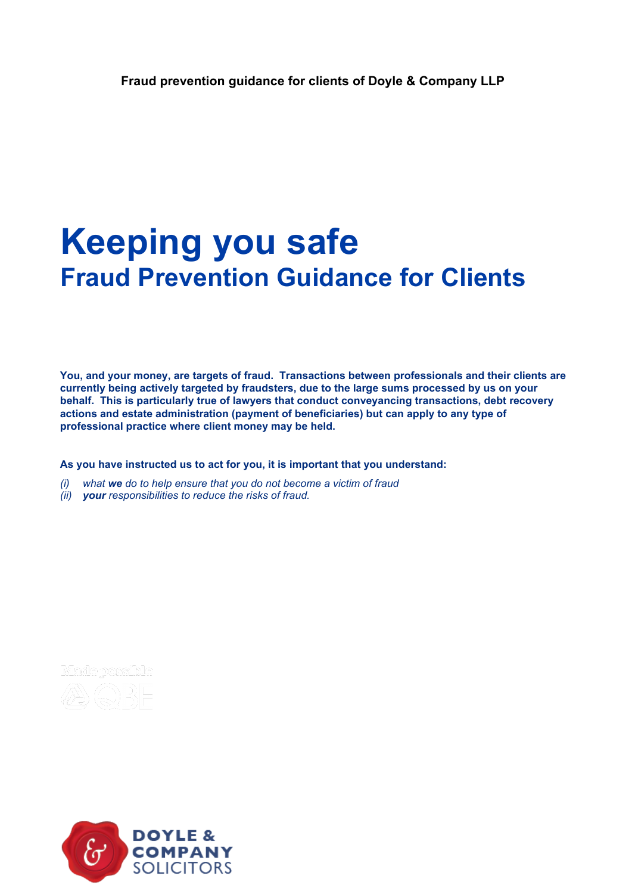**Fraud prevention guidance for clients of Doyle & Company LLP**

# Keeping you safe

## Fraud Prevention Guidance for Clients

**You, and your money, are targets of fraud. Transactions between professionals and their clients are currently being actively targeted by fraudsters, due to the large sums processed by us on your behalf. This is particularly true of lawyers that conduct conveyancing transactions, debt recovery actions and estate administration (payment of beneficiaries) but can apply to any type of professional practice where client money may be held.**

**As you have instructed us to act for you, it is important that you understand:**

*(i) what **we** do to help ensure that you do not become a victim of fraud*
*(ii) **your** responsibilities to reduce the risks of fraud.*

Made possible QBE

DOYLE & COMPANY SOLICITORS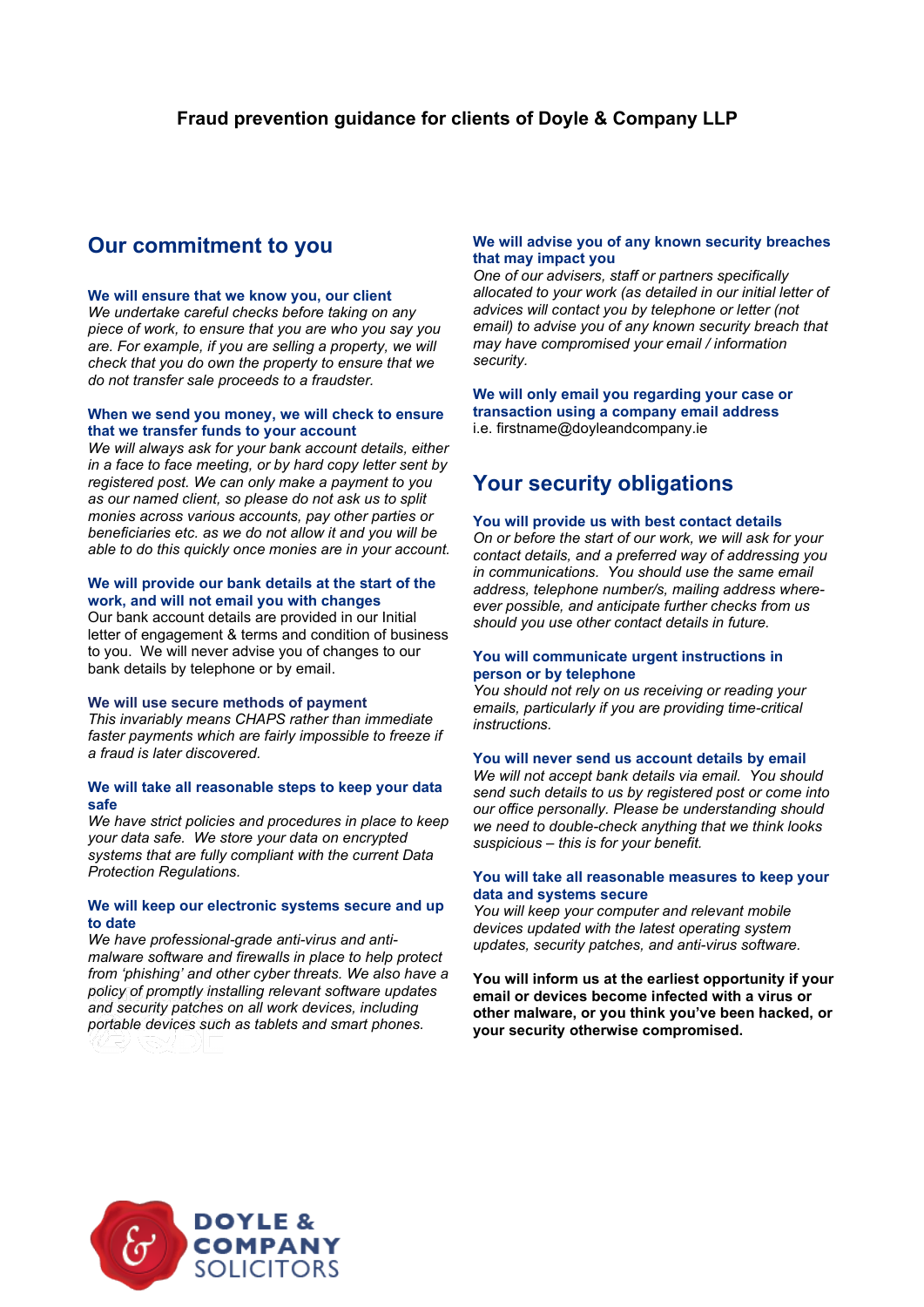# Fraud prevention guidance for clients of Doyle & Company LLP

## Our commitment to you

### We will ensure that we know you, our client

*We undertake careful checks before taking on any piece of work, to ensure that you are who you say you are. For example, if you are selling a property, we will check that you do own the property to ensure that we do not transfer sale proceeds to a fraudster.*

### When we send you money, we will check to ensure that we transfer funds to your account

*We will always ask for your bank account details, either in a face to face meeting, or by hard copy letter sent by registered post. We can only make a payment to you as our named client, so please do not ask us to split monies across various accounts, pay other parties or beneficiaries etc. as we do not allow it and you will be able to do this quickly once monies are in your account.*

### We will provide our bank details at the start of the work, and will not email you with changes

Our bank account details are provided in our Initial letter of engagement & terms and condition of business to you. We will never advise you of changes to our bank details by telephone or by email.

### We will use secure methods of payment

*This invariably means CHAPS rather than immediate faster payments which are fairly impossible to freeze if a fraud is later discovered.*

### We will take all reasonable steps to keep your data safe

*We have strict policies and procedures in place to keep your data safe. We store your data on encrypted systems that are fully compliant with the current Data Protection Regulations.*

### We will keep our electronic systems secure and up to date

*We have professional-grade anti-virus and anti-malware software and firewalls in place to help protect from 'phishing' and other cyber threats. We also have a policy of promptly installing relevant software updates and security patches on all work devices, including portable devices such as tablets and smart phones.*

### We will advise you of any known security breaches that may impact you

*One of our advisers, staff or partners specifically allocated to your work (as detailed in our initial letter of advices will contact you by telephone or letter (not email) to advise you of any known security breach that may have compromised your email / information security.*

### We will only email you regarding your case or transaction using a company email address

i.e. firstname@doyleandcompany.ie

## Your security obligations

### You will provide us with best contact details

*On or before the start of our work, we will ask for your contact details, and a preferred way of addressing you in communications. You should use the same email address, telephone number/s, mailing address where-ever possible, and anticipate further checks from us should you use other contact details in future.*

### You will communicate urgent instructions in person or by telephone

*You should not rely on us receiving or reading your emails, particularly if you are providing time-critical instructions.*

### You will never send us account details by email

*We will not accept bank details via email. You should send such details to us by registered post or come into our office personally. Please be understanding should we need to double-check anything that we think looks suspicious – this is for your benefit.*

### You will take all reasonable measures to keep your data and systems secure

*You will keep your computer and relevant mobile devices updated with the latest operating system updates, security patches, and anti-virus software.*

**You will inform us at the earliest opportunity if your email or devices become infected with a virus or other malware, or you think you've been hacked, or your security otherwise compromised.**

DOYLE & COMPANY SOLICITORS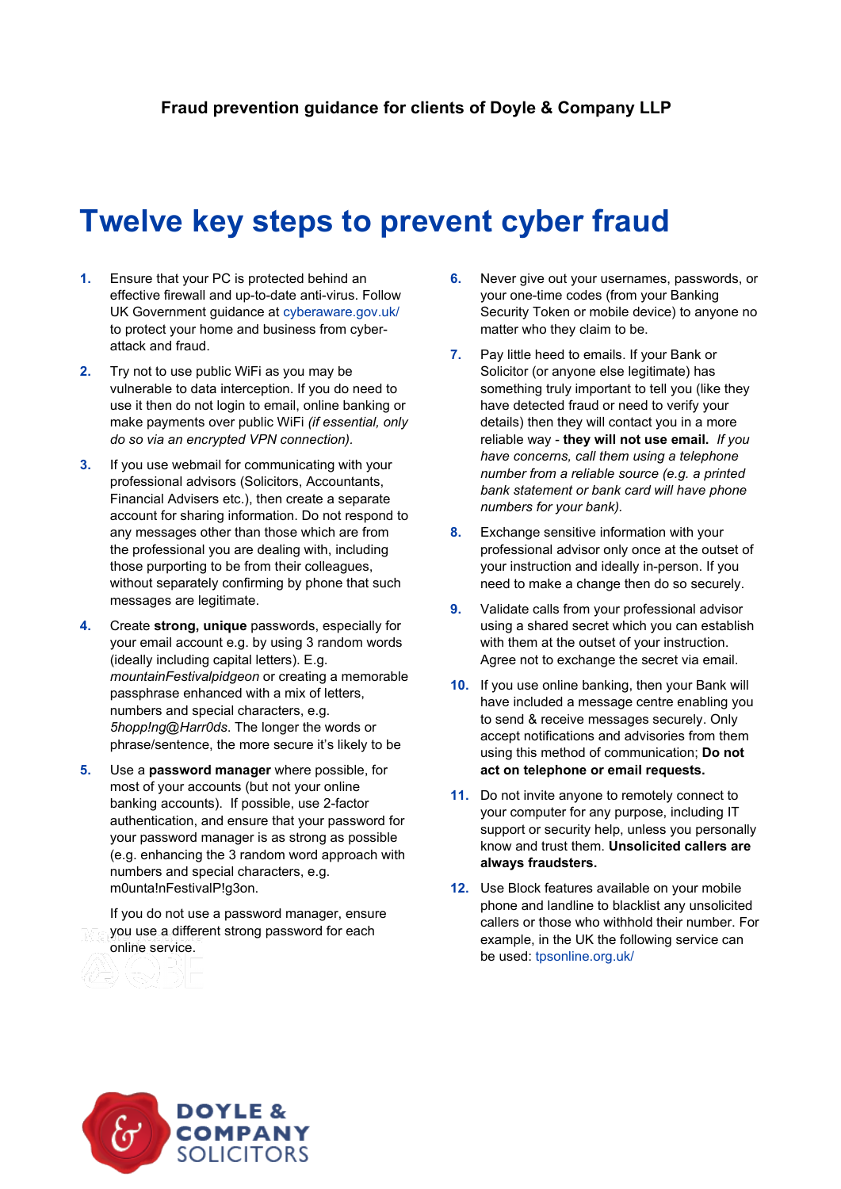Fraud prevention guidance for clients of Doyle & Company LLP

# Twelve key steps to prevent cyber fraud

1. Ensure that your PC is protected behind an effective firewall and up-to-date anti-virus. Follow UK Government guidance at cyberaware.gov.uk/ to protect your home and business from cyber-attack and fraud.

2. Try not to use public WiFi as you may be vulnerable to data interception. If you do need to use it then do not login to email, online banking or make payments over public WiFi *(if essential, only do so via an encrypted VPN connection)*.

3. If you use webmail for communicating with your professional advisors (Solicitors, Accountants, Financial Advisers etc.), then create a separate account for sharing information. Do not respond to any messages other than those which are from the professional you are dealing with, including those purporting to be from their colleagues, without separately confirming by phone that such messages are legitimate.

4. Create **strong, unique** passwords, especially for your email account e.g. by using 3 random words (ideally including capital letters). E.g. *mountainFestivalpidgeon* or creating a memorable passphrase enhanced with a mix of letters, numbers and special characters, e.g. *5hopp!ng@Harr0ds*. The longer the words or phrase/sentence, the more secure it's likely to be

5. Use a **password manager** where possible, for most of your accounts (but not your online banking accounts). If possible, use 2-factor authentication, and ensure that your password for your password manager is as strong as possible (e.g. enhancing the 3 random word approach with numbers and special characters, e.g. m0unta!nFestivalP!g3on.

   If you do not use a password manager, ensure you use a different strong password for each online service.

6. Never give out your usernames, passwords, or your one-time codes (from your Banking Security Token or mobile device) to anyone no matter who they claim to be.

7. Pay little heed to emails. If your Bank or Solicitor (or anyone else legitimate) has something truly important to tell you (like they have detected fraud or need to verify your details) then they will contact you in a more reliable way - **they will not use email.** *If you have concerns, call them using a telephone number from a reliable source (e.g. a printed bank statement or bank card will have phone numbers for your bank).*

8. Exchange sensitive information with your professional advisor only once at the outset of your instruction and ideally in-person. If you need to make a change then do so securely.

9. Validate calls from your professional advisor using a shared secret which you can establish with them at the outset of your instruction. Agree not to exchange the secret via email.

10. If you use online banking, then your Bank will have included a message centre enabling you to send & receive messages securely. Only accept notifications and advisories from them using this method of communication; **Do not act on telephone or email requests.**

11. Do not invite anyone to remotely connect to your computer for any purpose, including IT support or security help, unless you personally know and trust them. **Unsolicited callers are always fraudsters.**

12. Use Block features available on your mobile phone and landline to blacklist any unsolicited callers or those who withhold their number. For example, in the UK the following service can be used: tpsonline.org.uk/

DOYLE & COMPANY SOLICITORS